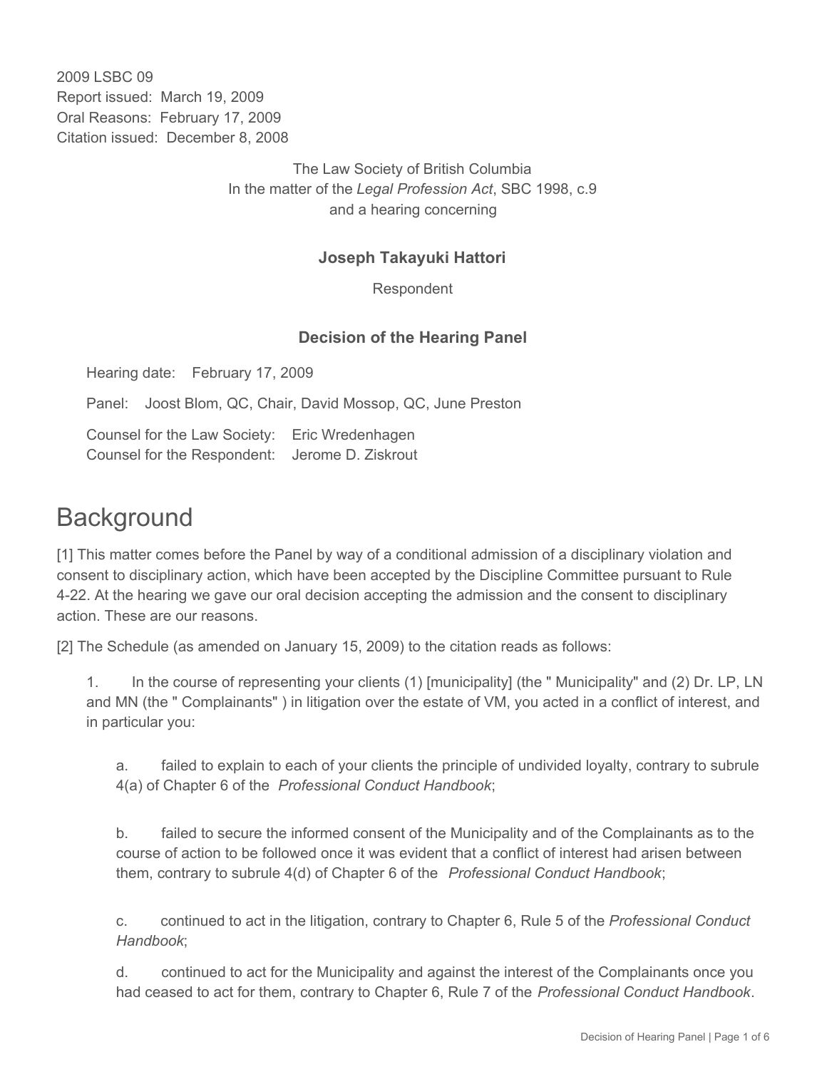2009 LSBC 09
Report issued: March 19, 2009
Oral Reasons: February 17, 2009
Citation issued: December 8, 2008

The Law Society of British Columbia
In the matter of the *Legal Profession Act*, SBC 1998, c.9
and a hearing concerning

**Joseph Takayuki Hattori**

Respondent

**Decision of the Hearing Panel**

Hearing date: February 17, 2009

Panel: Joost Blom, QC, Chair, David Mossop, QC, June Preston

Counsel for the Law Society: Eric Wredenhagen
Counsel for the Respondent: Jerome D. Ziskrout

# Background

[1] This matter comes before the Panel by way of a conditional admission of a disciplinary violation and consent to disciplinary action, which have been accepted by the Discipline Committee pursuant to Rule 4-22. At the hearing we gave our oral decision accepting the admission and the consent to disciplinary action. These are our reasons.

[2] The Schedule (as amended on January 15, 2009) to the citation reads as follows:

> 1. In the course of representing your clients (1) [municipality] (the " Municipality" and (2) Dr. LP, LN and MN (the " Complainants" ) in litigation over the estate of VM, you acted in a conflict of interest, and in particular you:
>
> > a. failed to explain to each of your clients the principle of undivided loyalty, contrary to subrule 4(a) of Chapter 6 of the *Professional Conduct Handbook*;
> >
> > b. failed to secure the informed consent of the Municipality and of the Complainants as to the course of action to be followed once it was evident that a conflict of interest had arisen between them, contrary to subrule 4(d) of Chapter 6 of the *Professional Conduct Handbook*;
> >
> > c. continued to act in the litigation, contrary to Chapter 6, Rule 5 of the *Professional Conduct Handbook*;
> >
> > d. continued to act for the Municipality and against the interest of the Complainants once you had ceased to act for them, contrary to Chapter 6, Rule 7 of the *Professional Conduct Handbook*.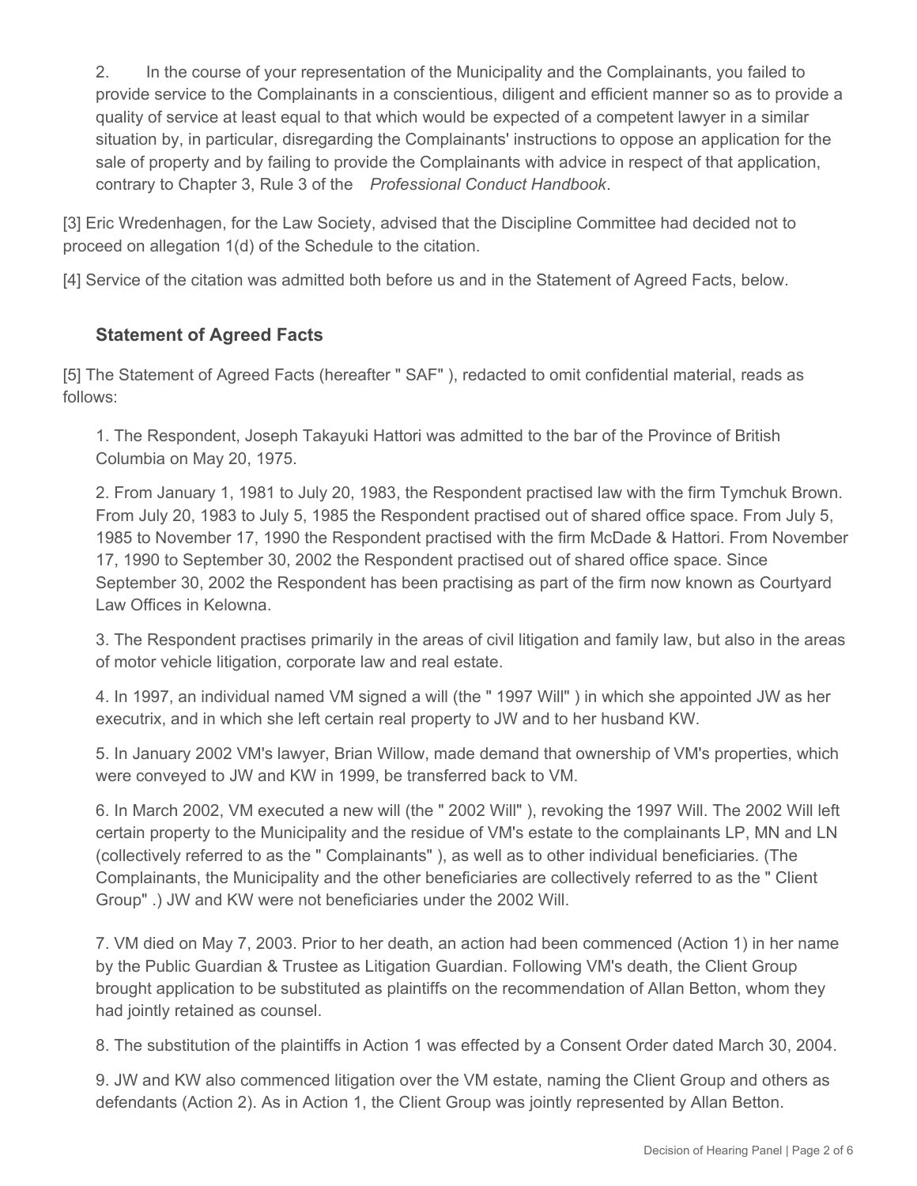2. In the course of your representation of the Municipality and the Complainants, you failed to provide service to the Complainants in a conscientious, diligent and efficient manner so as to provide a quality of service at least equal to that which would be expected of a competent lawyer in a similar situation by, in particular, disregarding the Complainants' instructions to oppose an application for the sale of property and by failing to provide the Complainants with advice in respect of that application, contrary to Chapter 3, Rule 3 of the *Professional Conduct Handbook*.

[3] Eric Wredenhagen, for the Law Society, advised that the Discipline Committee had decided not to proceed on allegation 1(d) of the Schedule to the citation.

[4] Service of the citation was admitted both before us and in the Statement of Agreed Facts, below.

### Statement of Agreed Facts

[5] The Statement of Agreed Facts (hereafter " SAF" ), redacted to omit confidential material, reads as follows:

1. The Respondent, Joseph Takayuki Hattori was admitted to the bar of the Province of British Columbia on May 20, 1975.

2. From January 1, 1981 to July 20, 1983, the Respondent practised law with the firm Tymchuk Brown. From July 20, 1983 to July 5, 1985 the Respondent practised out of shared office space. From July 5, 1985 to November 17, 1990 the Respondent practised with the firm McDade & Hattori. From November 17, 1990 to September 30, 2002 the Respondent practised out of shared office space. Since September 30, 2002 the Respondent has been practising as part of the firm now known as Courtyard Law Offices in Kelowna.

3. The Respondent practises primarily in the areas of civil litigation and family law, but also in the areas of motor vehicle litigation, corporate law and real estate.

4. In 1997, an individual named VM signed a will (the " 1997 Will" ) in which she appointed JW as her executrix, and in which she left certain real property to JW and to her husband KW.

5. In January 2002 VM's lawyer, Brian Willow, made demand that ownership of VM's properties, which were conveyed to JW and KW in 1999, be transferred back to VM.

6. In March 2002, VM executed a new will (the " 2002 Will" ), revoking the 1997 Will. The 2002 Will left certain property to the Municipality and the residue of VM's estate to the complainants LP, MN and LN (collectively referred to as the " Complainants" ), as well as to other individual beneficiaries. (The Complainants, the Municipality and the other beneficiaries are collectively referred to as the " Client Group" .) JW and KW were not beneficiaries under the 2002 Will.

7. VM died on May 7, 2003. Prior to her death, an action had been commenced (Action 1) in her name by the Public Guardian & Trustee as Litigation Guardian. Following VM's death, the Client Group brought application to be substituted as plaintiffs on the recommendation of Allan Betton, whom they had jointly retained as counsel.

8. The substitution of the plaintiffs in Action 1 was effected by a Consent Order dated March 30, 2004.

9. JW and KW also commenced litigation over the VM estate, naming the Client Group and others as defendants (Action 2). As in Action 1, the Client Group was jointly represented by Allan Betton.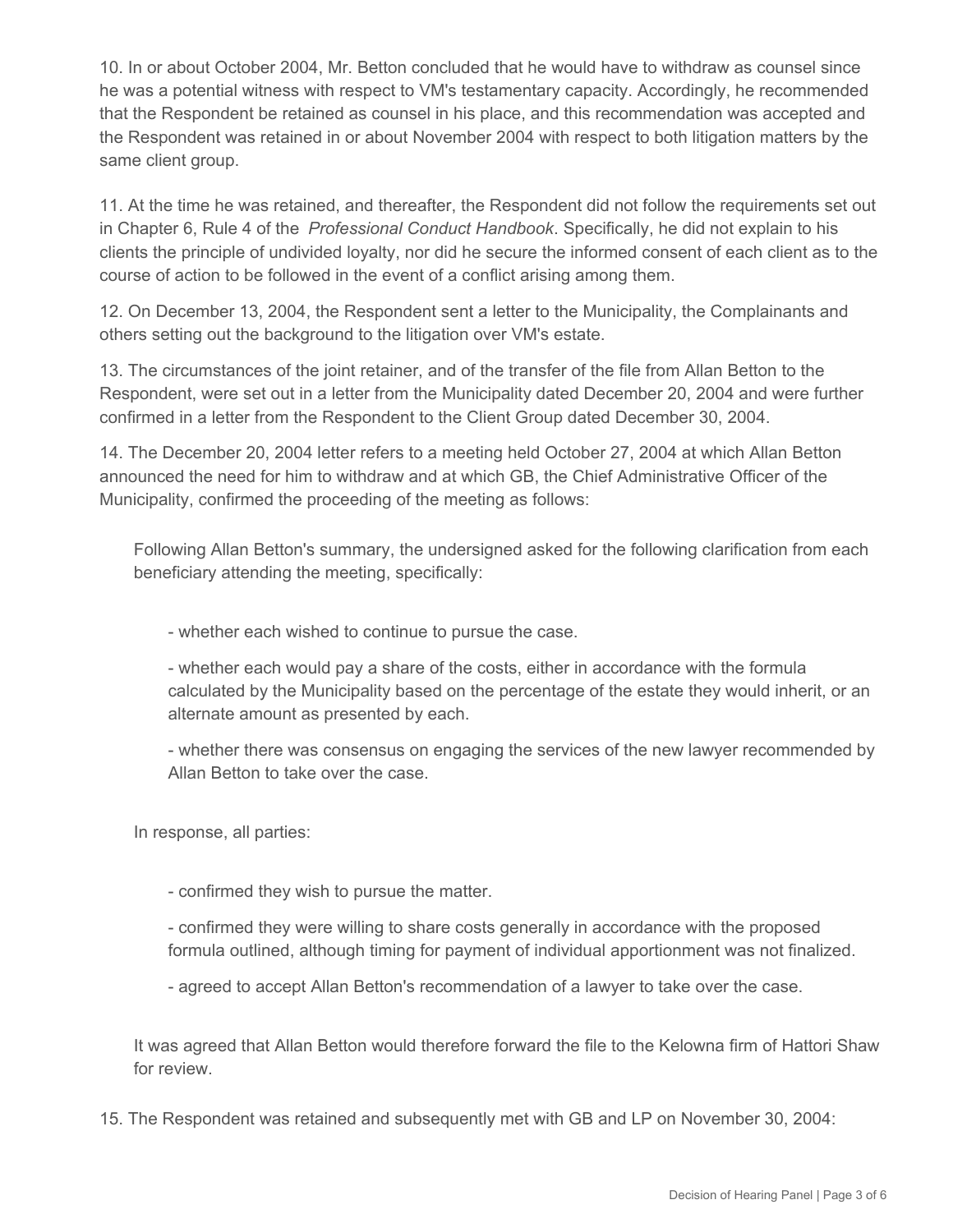10. In or about October 2004, Mr. Betton concluded that he would have to withdraw as counsel since he was a potential witness with respect to VM's testamentary capacity. Accordingly, he recommended that the Respondent be retained as counsel in his place, and this recommendation was accepted and the Respondent was retained in or about November 2004 with respect to both litigation matters by the same client group.

11. At the time he was retained, and thereafter, the Respondent did not follow the requirements set out in Chapter 6, Rule 4 of the *Professional Conduct Handbook*. Specifically, he did not explain to his clients the principle of undivided loyalty, nor did he secure the informed consent of each client as to the course of action to be followed in the event of a conflict arising among them.

12. On December 13, 2004, the Respondent sent a letter to the Municipality, the Complainants and others setting out the background to the litigation over VM's estate.

13. The circumstances of the joint retainer, and of the transfer of the file from Allan Betton to the Respondent, were set out in a letter from the Municipality dated December 20, 2004 and were further confirmed in a letter from the Respondent to the Client Group dated December 30, 2004.

14. The December 20, 2004 letter refers to a meeting held October 27, 2004 at which Allan Betton announced the need for him to withdraw and at which GB, the Chief Administrative Officer of the Municipality, confirmed the proceeding of the meeting as follows:

> Following Allan Betton's summary, the undersigned asked for the following clarification from each beneficiary attending the meeting, specifically:
>
> - whether each wished to continue to pursue the case.
> - whether each would pay a share of the costs, either in accordance with the formula calculated by the Municipality based on the percentage of the estate they would inherit, or an alternate amount as presented by each.
> - whether there was consensus on engaging the services of the new lawyer recommended by Allan Betton to take over the case.
>
> In response, all parties:
>
> - confirmed they wish to pursue the matter.
> - confirmed they were willing to share costs generally in accordance with the proposed formula outlined, although timing for payment of individual apportionment was not finalized.
> - agreed to accept Allan Betton's recommendation of a lawyer to take over the case.
>
> It was agreed that Allan Betton would therefore forward the file to the Kelowna firm of Hattori Shaw for review.

15. The Respondent was retained and subsequently met with GB and LP on November 30, 2004: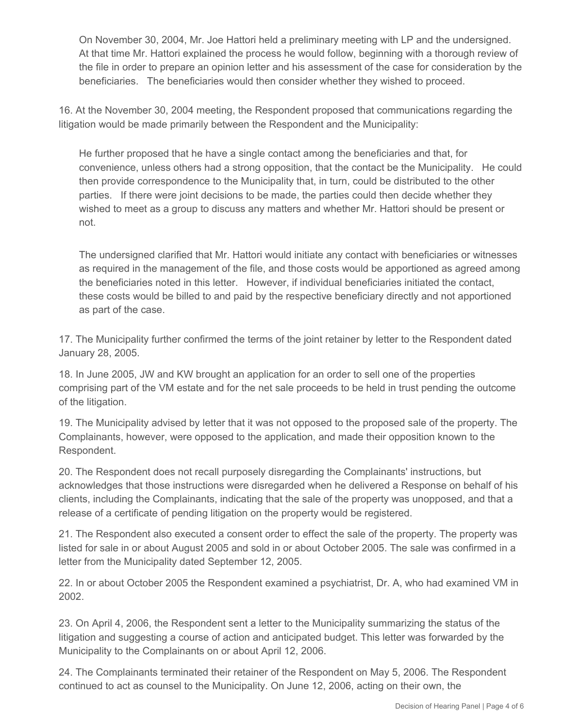> On November 30, 2004, Mr. Joe Hattori held a preliminary meeting with LP and the undersigned. At that time Mr. Hattori explained the process he would follow, beginning with a thorough review of the file in order to prepare an opinion letter and his assessment of the case for consideration by the beneficiaries. The beneficiaries would then consider whether they wished to proceed.

16. At the November 30, 2004 meeting, the Respondent proposed that communications regarding the litigation would be made primarily between the Respondent and the Municipality:

> He further proposed that he have a single contact among the beneficiaries and that, for convenience, unless others had a strong opposition, that the contact be the Municipality. He could then provide correspondence to the Municipality that, in turn, could be distributed to the other parties. If there were joint decisions to be made, the parties could then decide whether they wished to meet as a group to discuss any matters and whether Mr. Hattori should be present or not.
>
> The undersigned clarified that Mr. Hattori would initiate any contact with beneficiaries or witnesses as required in the management of the file, and those costs would be apportioned as agreed among the beneficiaries noted in this letter. However, if individual beneficiaries initiated the contact, these costs would be billed to and paid by the respective beneficiary directly and not apportioned as part of the case.

17. The Municipality further confirmed the terms of the joint retainer by letter to the Respondent dated January 28, 2005.

18. In June 2005, JW and KW brought an application for an order to sell one of the properties comprising part of the VM estate and for the net sale proceeds to be held in trust pending the outcome of the litigation.

19. The Municipality advised by letter that it was not opposed to the proposed sale of the property. The Complainants, however, were opposed to the application, and made their opposition known to the Respondent.

20. The Respondent does not recall purposely disregarding the Complainants' instructions, but acknowledges that those instructions were disregarded when he delivered a Response on behalf of his clients, including the Complainants, indicating that the sale of the property was unopposed, and that a release of a certificate of pending litigation on the property would be registered.

21. The Respondent also executed a consent order to effect the sale of the property. The property was listed for sale in or about August 2005 and sold in or about October 2005. The sale was confirmed in a letter from the Municipality dated September 12, 2005.

22. In or about October 2005 the Respondent examined a psychiatrist, Dr. A, who had examined VM in 2002.

23. On April 4, 2006, the Respondent sent a letter to the Municipality summarizing the status of the litigation and suggesting a course of action and anticipated budget. This letter was forwarded by the Municipality to the Complainants on or about April 12, 2006.

24. The Complainants terminated their retainer of the Respondent on May 5, 2006. The Respondent continued to act as counsel to the Municipality. On June 12, 2006, acting on their own, the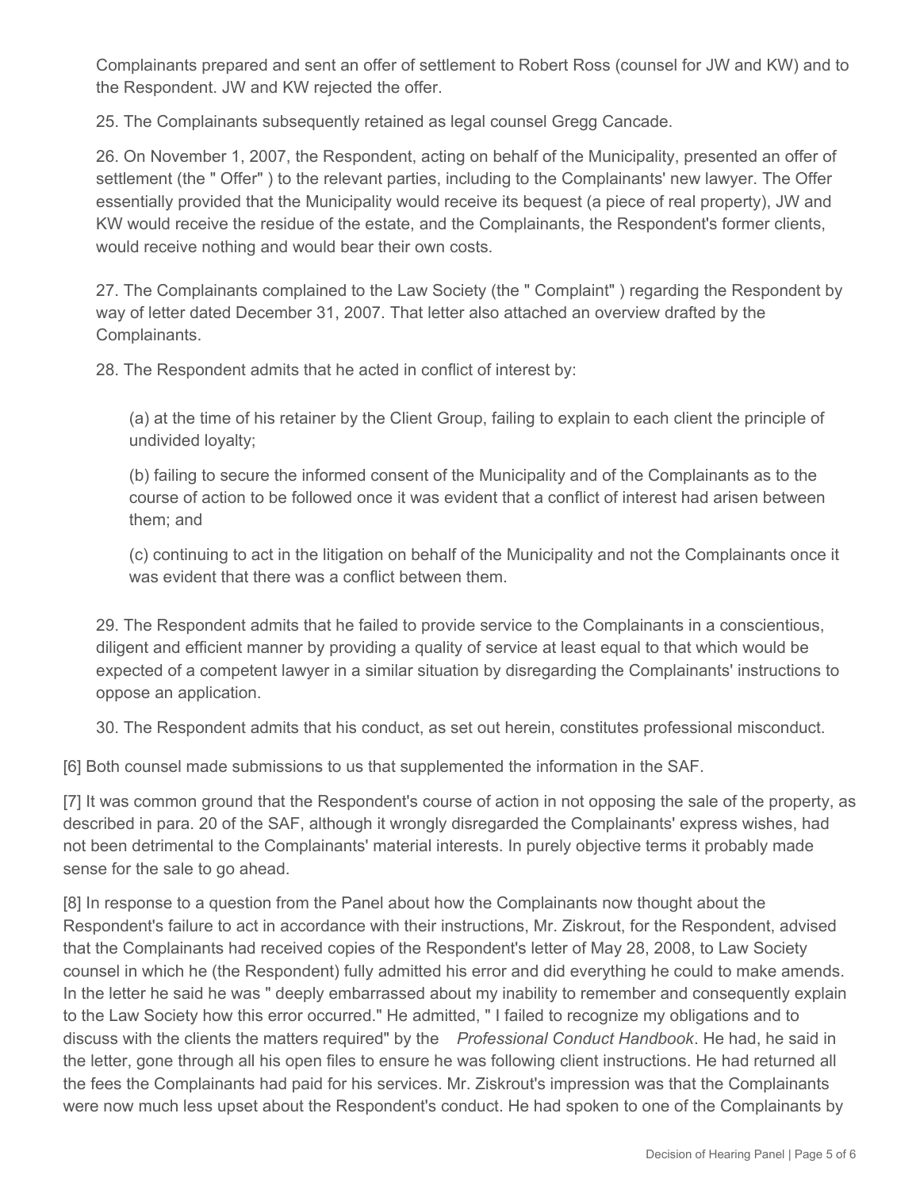Complainants prepared and sent an offer of settlement to Robert Ross (counsel for JW and KW) and to the Respondent. JW and KW rejected the offer.

25. The Complainants subsequently retained as legal counsel Gregg Cancade.

26. On November 1, 2007, the Respondent, acting on behalf of the Municipality, presented an offer of settlement (the " Offer" ) to the relevant parties, including to the Complainants' new lawyer. The Offer essentially provided that the Municipality would receive its bequest (a piece of real property), JW and KW would receive the residue of the estate, and the Complainants, the Respondent's former clients, would receive nothing and would bear their own costs.

27. The Complainants complained to the Law Society (the " Complaint" ) regarding the Respondent by way of letter dated December 31, 2007. That letter also attached an overview drafted by the Complainants.

28. The Respondent admits that he acted in conflict of interest by:

> (a) at the time of his retainer by the Client Group, failing to explain to each client the principle of undivided loyalty;
>
> (b) failing to secure the informed consent of the Municipality and of the Complainants as to the course of action to be followed once it was evident that a conflict of interest had arisen between them; and
>
> (c) continuing to act in the litigation on behalf of the Municipality and not the Complainants once it was evident that there was a conflict between them.

29. The Respondent admits that he failed to provide service to the Complainants in a conscientious, diligent and efficient manner by providing a quality of service at least equal to that which would be expected of a competent lawyer in a similar situation by disregarding the Complainants' instructions to oppose an application.

30. The Respondent admits that his conduct, as set out herein, constitutes professional misconduct.

[6] Both counsel made submissions to us that supplemented the information in the SAF.

[7] It was common ground that the Respondent's course of action in not opposing the sale of the property, as described in para. 20 of the SAF, although it wrongly disregarded the Complainants' express wishes, had not been detrimental to the Complainants' material interests. In purely objective terms it probably made sense for the sale to go ahead.

[8] In response to a question from the Panel about how the Complainants now thought about the Respondent's failure to act in accordance with their instructions, Mr. Ziskrout, for the Respondent, advised that the Complainants had received copies of the Respondent's letter of May 28, 2008, to Law Society counsel in which he (the Respondent) fully admitted his error and did everything he could to make amends. In the letter he said he was " deeply embarrassed about my inability to remember and consequently explain to the Law Society how this error occurred." He admitted, " I failed to recognize my obligations and to discuss with the clients the matters required" by the *Professional Conduct Handbook*. He had, he said in the letter, gone through all his open files to ensure he was following client instructions. He had returned all the fees the Complainants had paid for his services. Mr. Ziskrout's impression was that the Complainants were now much less upset about the Respondent's conduct. He had spoken to one of the Complainants by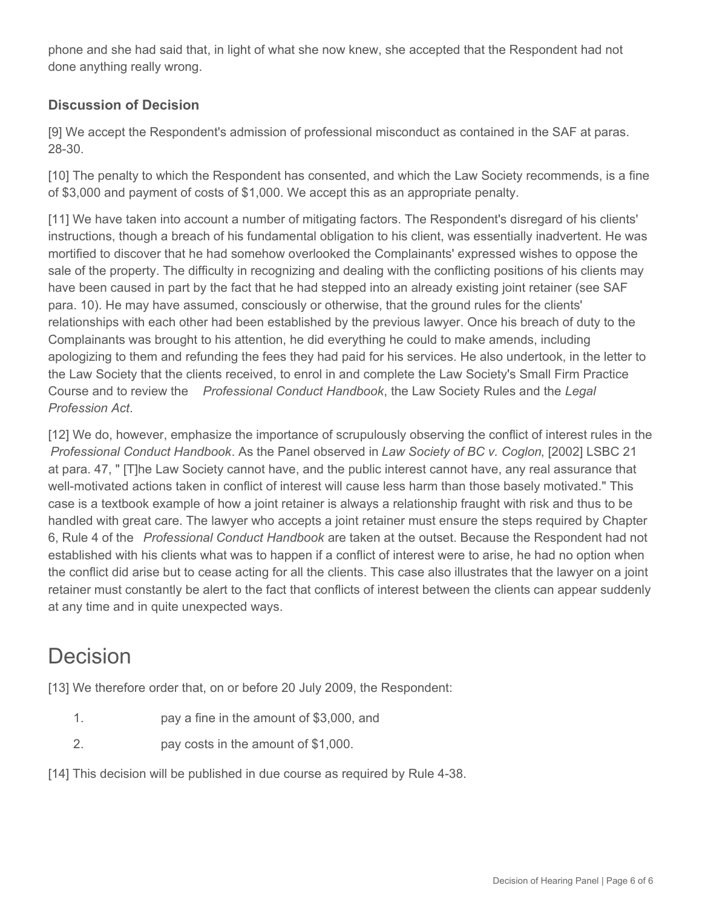phone and she had said that, in light of what she now knew, she accepted that the Respondent had not done anything really wrong.

### Discussion of Decision

[9] We accept the Respondent's admission of professional misconduct as contained in the SAF at paras. 28-30.

[10] The penalty to which the Respondent has consented, and which the Law Society recommends, is a fine of $3,000 and payment of costs of $1,000. We accept this as an appropriate penalty.

[11] We have taken into account a number of mitigating factors. The Respondent's disregard of his clients' instructions, though a breach of his fundamental obligation to his client, was essentially inadvertent. He was mortified to discover that he had somehow overlooked the Complainants' expressed wishes to oppose the sale of the property. The difficulty in recognizing and dealing with the conflicting positions of his clients may have been caused in part by the fact that he had stepped into an already existing joint retainer (see SAF para. 10). He may have assumed, consciously or otherwise, that the ground rules for the clients' relationships with each other had been established by the previous lawyer. Once his breach of duty to the Complainants was brought to his attention, he did everything he could to make amends, including apologizing to them and refunding the fees they had paid for his services. He also undertook, in the letter to the Law Society that the clients received, to enrol in and complete the Law Society's Small Firm Practice Course and to review the *Professional Conduct Handbook*, the Law Society Rules and the *Legal Profession Act*.

[12] We do, however, emphasize the importance of scrupulously observing the conflict of interest rules in the *Professional Conduct Handbook*. As the Panel observed in *Law Society of BC v. Coglon*, [2002] LSBC 21 at para. 47, " [T]he Law Society cannot have, and the public interest cannot have, any real assurance that well-motivated actions taken in conflict of interest will cause less harm than those basely motivated." This case is a textbook example of how a joint retainer is always a relationship fraught with risk and thus to be handled with great care. The lawyer who accepts a joint retainer must ensure the steps required by Chapter 6, Rule 4 of the *Professional Conduct Handbook* are taken at the outset. Because the Respondent had not established with his clients what was to happen if a conflict of interest were to arise, he had no option when the conflict did arise but to cease acting for all the clients. This case also illustrates that the lawyer on a joint retainer must constantly be alert to the fact that conflicts of interest between the clients can appear suddenly at any time and in quite unexpected ways.

## Decision

[13] We therefore order that, on or before 20 July 2009, the Respondent:

1. pay a fine in the amount of $3,000, and
2. pay costs in the amount of $1,000.

[14] This decision will be published in due course as required by Rule 4-38.